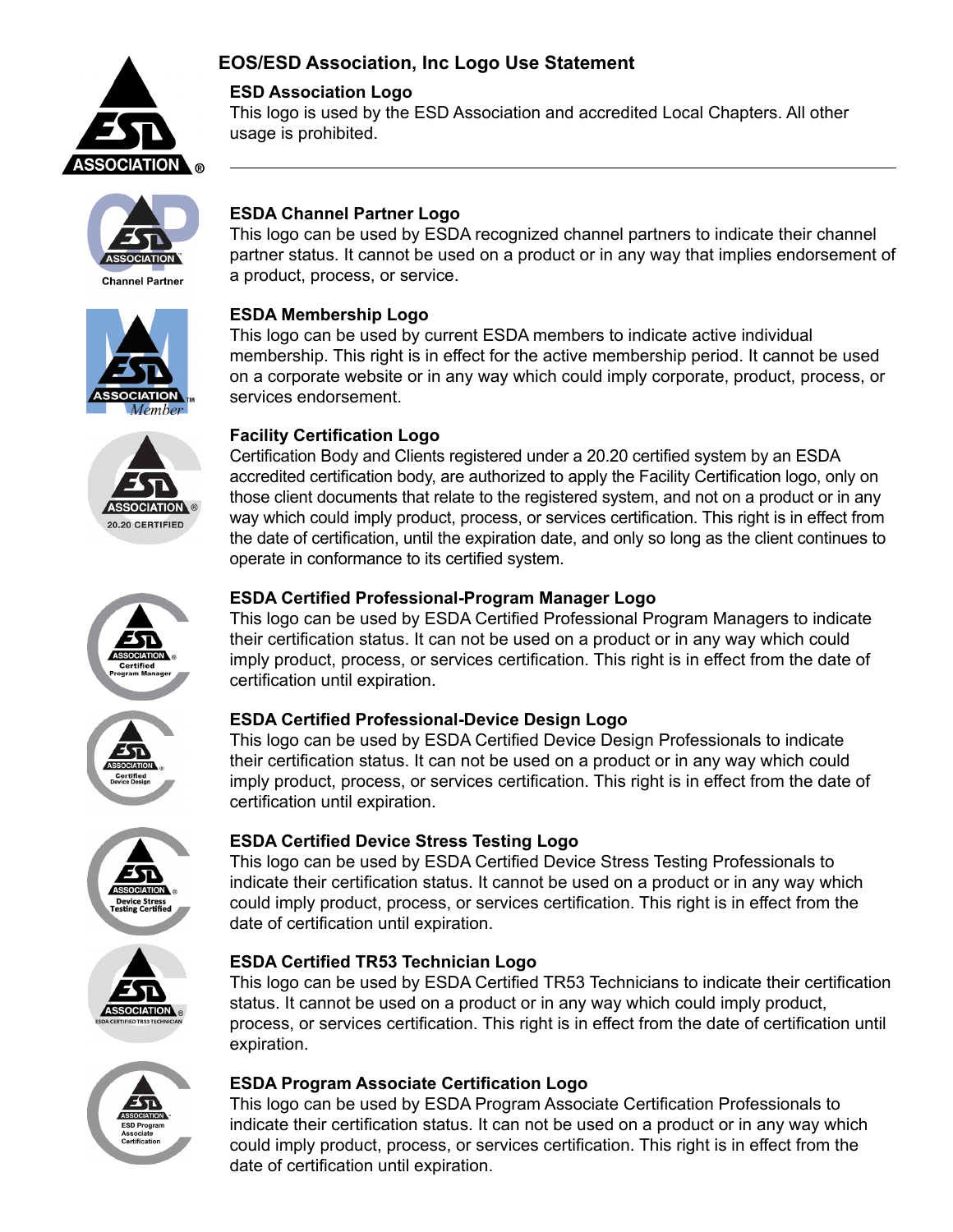# EOS/ESD Association, Inc Logo Use Statement

## ESD Association Logo

This logo is used by the ESD Association and accredited Local Chapters. All other usage is prohibited.

---

## ESDA Channel Partner Logo

This logo can be used by ESDA recognized channel partners to indicate their channel partner status. It cannot be used on a product or in any way that implies endorsement of a product, process, or service.

## ESDA Membership Logo

This logo can be used by current ESDA members to indicate active individual membership. This right is in effect for the active membership period. It cannot be used on a corporate website or in any way which could imply corporate, product, process, or services endorsement.

## Facility Certification Logo

Certification Body and Clients registered under a 20.20 certified system by an ESDA accredited certification body, are authorized to apply the Facility Certification logo, only on those client documents that relate to the registered system, and not on a product or in any way which could imply product, process, or services certification. This right is in effect from the date of certification, until the expiration date, and only so long as the client continues to operate in conformance to its certified system.

## ESDA Certified Professional-Program Manager Logo

This logo can be used by ESDA Certified Professional Program Managers to indicate their certification status. It can not be used on a product or in any way which could imply product, process, or services certification. This right is in effect from the date of certification until expiration.

## ESDA Certified Professional-Device Design Logo

This logo can be used by ESDA Certified Device Design Professionals to indicate their certification status. It can not be used on a product or in any way which could imply product, process, or services certification. This right is in effect from the date of certification until expiration.

## ESDA Certified Device Stress Testing Logo

This logo can be used by ESDA Certified Device Stress Testing Professionals to indicate their certification status. It cannot be used on a product or in any way which could imply product, process, or services certification. This right is in effect from the date of certification until expiration.

## ESDA Certified TR53 Technician Logo

This logo can be used by ESDA Certified TR53 Technicians to indicate their certification status. It cannot be used on a product or in any way which could imply product, process, or services certification. This right is in effect from the date of certification until expiration.

## ESDA Program Associate Certification Logo

This logo can be used by ESDA Program Associate Certification Professionals to indicate their certification status. It can not be used on a product or in any way which could imply product, process, or services certification. This right is in effect from the date of certification until expiration.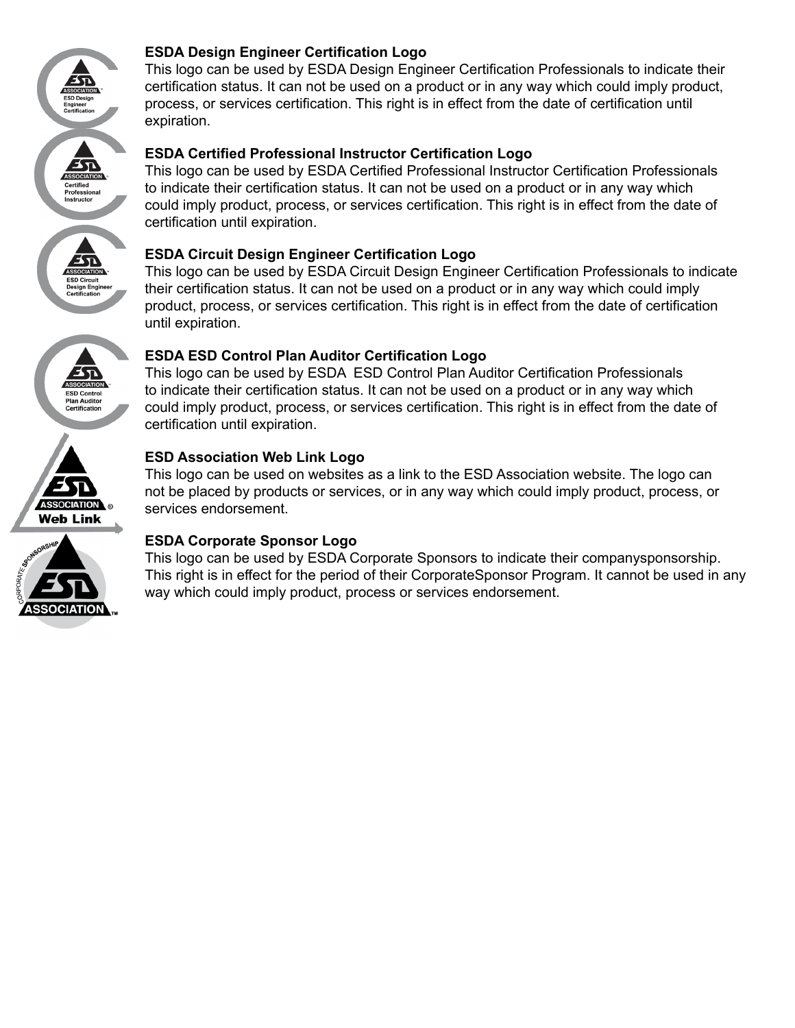**ESDA Design Engineer Certification Logo**
This logo can be used by ESDA Design Engineer Certification Professionals to indicate their certification status. It can not be used on a product or in any way which could imply product, process, or services certification. This right is in effect from the date of certification until expiration.

**ESDA Certified Professional Instructor Certification Logo**
This logo can be used by ESDA Certified Professional Instructor Certification Professionals to indicate their certification status. It can not be used on a product or in any way which could imply product, process, or services certification. This right is in effect from the date of certification until expiration.

**ESDA Circuit Design Engineer Certification Logo**
This logo can be used by ESDA Circuit Design Engineer Certification Professionals to indicate their certification status. It can not be used on a product or in any way which could imply product, process, or services certification. This right is in effect from the date of certification until expiration.

**ESDA ESD Control Plan Auditor Certification Logo**
This logo can be used by ESDA ESD Control Plan Auditor Certification Professionals to indicate their certification status. It can not be used on a product or in any way which could imply product, process, or services certification. This right is in effect from the date of certification until expiration.

**ESD Association Web Link Logo**
This logo can be used on websites as a link to the ESD Association website. The logo can not be placed by products or services, or in any way which could imply product, process, or services endorsement.

**ESDA Corporate Sponsor Logo**
This logo can be used by ESDA Corporate Sponsors to indicate their companysponsorship. This right is in effect for the period of their CorporateSponsor Program. It cannot be used in any way which could imply product, process or services endorsement.